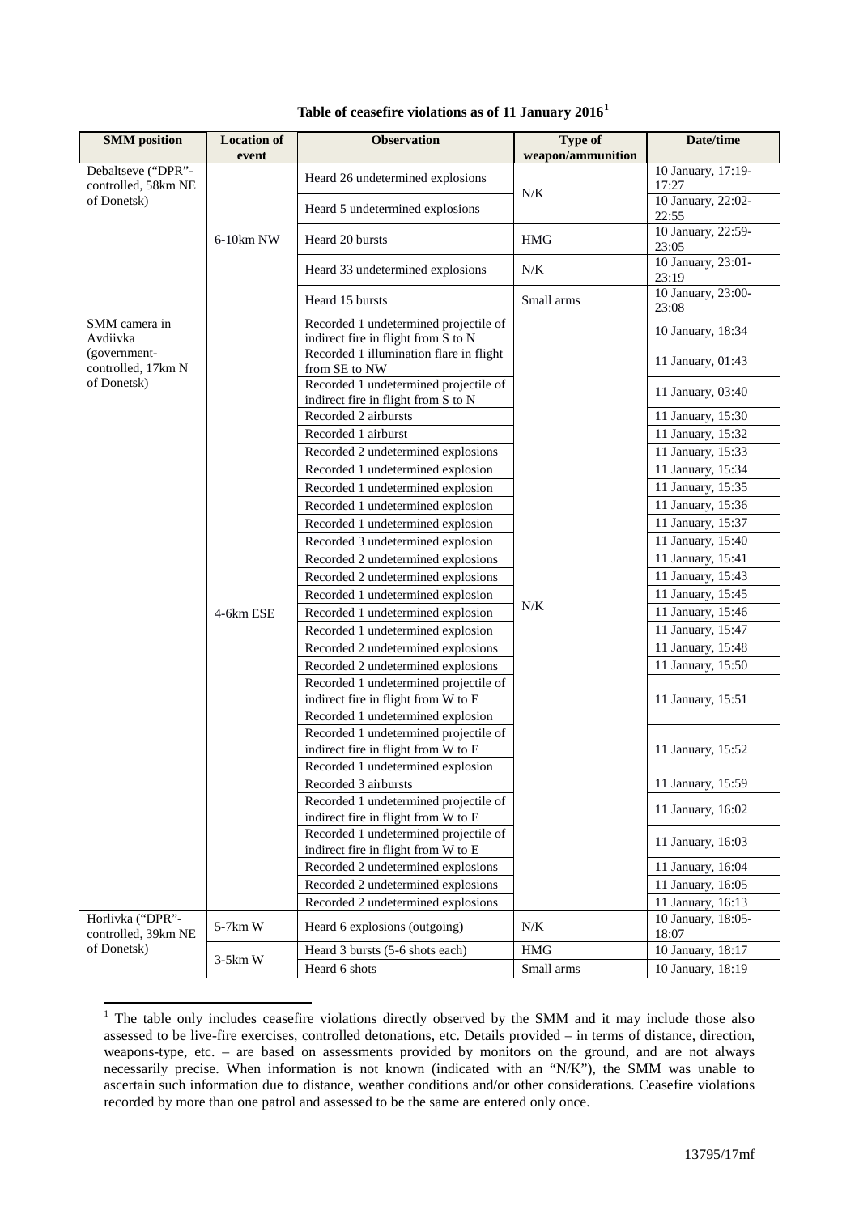**Table of ceasefire violations as of 11 January 2016[1]**

| SMM position | Location of event | Observation | Type of weapon/ammunition | Date/time |
|---|---|---|---|---|
| Debaltseve ("DPR"-controlled, 58km NE of Donetsk) | 6-10km NW | Heard 26 undetermined explosions | N/K | 10 January, 17:19-17:27 |
| | | Heard 5 undetermined explosions | | 10 January, 22:02-22:55 |
| | | Heard 20 bursts | HMG | 10 January, 22:59-23:05 |
| | | Heard 33 undetermined explosions | N/K | 10 January, 23:01-23:19 |
| | | Heard 15 bursts | Small arms | 10 January, 23:00-23:08 |
| SMM camera in Avdiivka (government-controlled, 17km N of Donetsk) | 4-6km ESE | Recorded 1 undetermined projectile of indirect fire in flight from S to N | N/K | 10 January, 18:34 |
| | | Recorded 1 illumination flare in flight from SE to NW | | 11 January, 01:43 |
| | | Recorded 1 undetermined projectile of indirect fire in flight from S to N | | 11 January, 03:40 |
| | | Recorded 2 airbursts | | 11 January, 15:30 |
| | | Recorded 1 airburst | | 11 January, 15:32 |
| | | Recorded 2 undetermined explosions | | 11 January, 15:33 |
| | | Recorded 1 undetermined explosion | | 11 January, 15:34 |
| | | Recorded 1 undetermined explosion | | 11 January, 15:35 |
| | | Recorded 1 undetermined explosion | | 11 January, 15:36 |
| | | Recorded 1 undetermined explosion | | 11 January, 15:37 |
| | | Recorded 3 undetermined explosion | | 11 January, 15:40 |
| | | Recorded 2 undetermined explosions | | 11 January, 15:41 |
| | | Recorded 2 undetermined explosions | | 11 January, 15:43 |
| | | Recorded 1 undetermined explosion | | 11 January, 15:45 |
| | | Recorded 1 undetermined explosion | | 11 January, 15:46 |
| | | Recorded 1 undetermined explosion | | 11 January, 15:47 |
| | | Recorded 2 undetermined explosions | | 11 January, 15:48 |
| | | Recorded 2 undetermined explosions | | 11 January, 15:50 |
| | | Recorded 1 undetermined projectile of indirect fire in flight from W to E<br>Recorded 1 undetermined explosion | | 11 January, 15:51 |
| | | Recorded 1 undetermined projectile of indirect fire in flight from W to E<br>Recorded 1 undetermined explosion | | 11 January, 15:52 |
| | | Recorded 3 airbursts | | 11 January, 15:59 |
| | | Recorded 1 undetermined projectile of indirect fire in flight from W to E | | 11 January, 16:02 |
| | | Recorded 1 undetermined projectile of indirect fire in flight from W to E | | 11 January, 16:03 |
| | | Recorded 2 undetermined explosions | | 11 January, 16:04 |
| | | Recorded 2 undetermined explosions | | 11 January, 16:05 |
| | | Recorded 2 undetermined explosions | | 11 January, 16:13 |
| Horlivka ("DPR"-controlled, 39km NE of Donetsk) | 5-7km W | Heard 6 explosions (outgoing) | N/K | 10 January, 18:05-18:07 |
| | 3-5km W | Heard 3 bursts (5-6 shots each) | HMG | 10 January, 18:17 |
| | | Heard 6 shots | Small arms | 10 January, 18:19 |

[1] The table only includes ceasefire violations directly observed by the SMM and it may include those also assessed to be live-fire exercises, controlled detonations, etc. Details provided – in terms of distance, direction, weapons-type, etc. – are based on assessments provided by monitors on the ground, and are not always necessarily precise. When information is not known (indicated with an "N/K"), the SMM was unable to ascertain such information due to distance, weather conditions and/or other considerations. Ceasefire violations recorded by more than one patrol and assessed to be the same are entered only once.

13795/17mf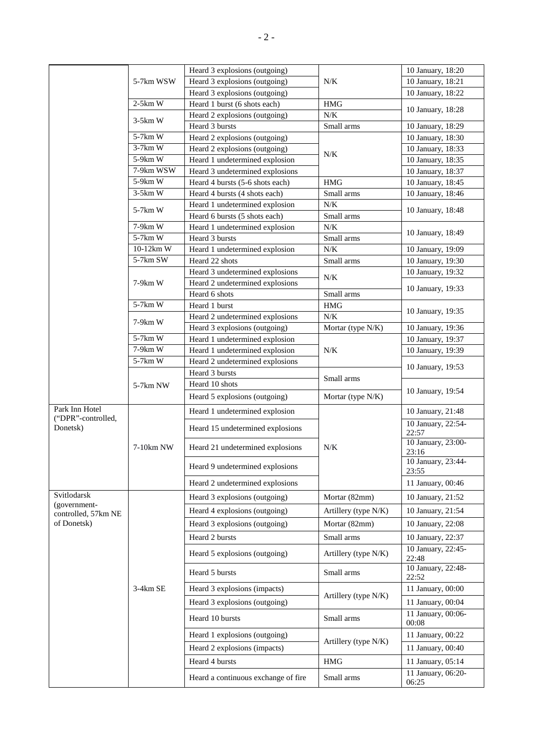| | | | | |
|---|---|---|---|---|
| | 5-7km WSW | Heard 3 explosions (outgoing) | N/K | 10 January, 18:20 |
| | | Heard 3 explosions (outgoing) | | 10 January, 18:21 |
| | | Heard 3 explosions (outgoing) | | 10 January, 18:22 |
| | 2-5km W | Heard 1 burst (6 shots each) | HMG | 10 January, 18:28 |
| | 3-5km W | Heard 2 explosions (outgoing) | N/K | |
| | | Heard 3 bursts | Small arms | 10 January, 18:29 |
| | 5-7km W | Heard 2 explosions (outgoing) | N/K | 10 January, 18:30 |
| | 3-7km W | Heard 2 explosions (outgoing) | | 10 January, 18:33 |
| | 5-9km W | Heard 1 undetermined explosion | | 10 January, 18:35 |
| | 7-9km WSW | Heard 3 undetermined explosions | | 10 January, 18:37 |
| | 5-9km W | Heard 4 bursts (5-6 shots each) | HMG | 10 January, 18:45 |
| | 3-5km W | Heard 4 bursts (4 shots each) | Small arms | 10 January, 18:46 |
| | 5-7km W | Heard 1 undetermined explosion | N/K | 10 January, 18:48 |
| | | Heard 6 bursts (5 shots each) | Small arms | |
| | 7-9km W | Heard 1 undetermined explosion | N/K | 10 January, 18:49 |
| | 5-7km W | Heard 3 bursts | Small arms | |
| | 10-12km W | Heard 1 undetermined explosion | N/K | 10 January, 19:09 |
| | 5-7km SW | Heard 22 shots | Small arms | 10 January, 19:30 |
| | 7-9km W | Heard 3 undetermined explosions | N/K | 10 January, 19:32 |
| | | Heard 2 undetermined explosions | | 10 January, 19:33 |
| | | Heard 6 shots | Small arms | |
| | 5-7km W | Heard 1 burst | HMG | 10 January, 19:35 |
| | 7-9km W | Heard 2 undetermined explosions | N/K | |
| | | Heard 3 explosions (outgoing) | Mortar (type N/K) | 10 January, 19:36 |
| | 5-7km W | Heard 1 undetermined explosion | N/K | 10 January, 19:37 |
| | 7-9km W | Heard 1 undetermined explosion | | 10 January, 19:39 |
| | 5-7km W | Heard 2 undetermined explosions | | 10 January, 19:53 |
| | 5-7km NW | Heard 3 bursts | Small arms | |
| | | Heard 10 shots | | 10 January, 19:54 |
| | | Heard 5 explosions (outgoing) | Mortar (type N/K) | |
| Park Inn Hotel ("DPR"-controlled, Donetsk) | 7-10km NW | Heard 1 undetermined explosion | N/K | 10 January, 21:48 |
| | | Heard 15 undetermined explosions | | 10 January, 22:54-22:57 |
| | | Heard 21 undetermined explosions | | 10 January, 23:00-23:16 |
| | | Heard 9 undetermined explosions | | 10 January, 23:44-23:55 |
| | | Heard 2 undetermined explosions | | 11 January, 00:46 |
| Svitlodarsk (government-controlled, 57km NE of Donetsk) | 3-4km SE | Heard 3 explosions (outgoing) | Mortar (82mm) | 10 January, 21:52 |
| | | Heard 4 explosions (outgoing) | Artillery (type N/K) | 10 January, 21:54 |
| | | Heard 3 explosions (outgoing) | Mortar (82mm) | 10 January, 22:08 |
| | | Heard 2 bursts | Small arms | 10 January, 22:37 |
| | | Heard 5 explosions (outgoing) | Artillery (type N/K) | 10 January, 22:45-22:48 |
| | | Heard 5 bursts | Small arms | 10 January, 22:48-22:52 |
| | | Heard 3 explosions (impacts) | Artillery (type N/K) | 11 January, 00:00 |
| | | Heard 3 explosions (outgoing) | | 11 January, 00:04 |
| | | Heard 10 bursts | Small arms | 11 January, 00:06-00:08 |
| | | Heard 1 explosions (outgoing) | Artillery (type N/K) | 11 January, 00:22 |
| | | Heard 2 explosions (impacts) | | 11 January, 00:40 |
| | | Heard 4 bursts | HMG | 11 January, 05:14 |
| | | Heard a continuous exchange of fire | Small arms | 11 January, 06:20-06:25 |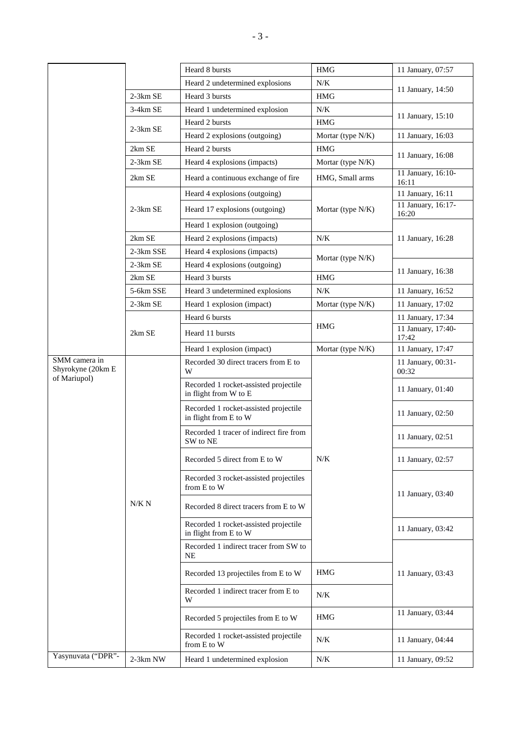| | | Heard 8 bursts | HMG | 11 January, 07:57 |
|---|---|---|---|---|
| | | Heard 2 undetermined explosions | N/K | 11 January, 14:50 |
| | 2-3km SE | Heard 3 bursts | HMG | |
| | 3-4km SE | Heard 1 undetermined explosion | N/K | 11 January, 15:10 |
| | 2-3km SE | Heard 2 bursts | HMG | |
| | | Heard 2 explosions (outgoing) | Mortar (type N/K) | 11 January, 16:03 |
| | 2km SE | Heard 2 bursts | HMG | 11 January, 16:08 |
| | 2-3km SE | Heard 4 explosions (impacts) | Mortar (type N/K) | |
| | 2km SE | Heard a continuous exchange of fire | HMG, Small arms | 11 January, 16:10-16:11 |
| | 2-3km SE | Heard 4 explosions (outgoing) | Mortar (type N/K) | 11 January, 16:11 |
| | | Heard 17 explosions (outgoing) | | 11 January, 16:17-16:20 |
| | | Heard 1 explosion (outgoing) | | 11 January, 16:28 |
| | 2km SE | Heard 2 explosions (impacts) | N/K | |
| | 2-3km SSE | Heard 4 explosions (impacts) | Mortar (type N/K) | |
| | 2-3km SE | Heard 4 explosions (outgoing) | | 11 January, 16:38 |
| | 2km SE | Heard 3 bursts | HMG | |
| | 5-6km SSE | Heard 3 undetermined explosions | N/K | 11 January, 16:52 |
| | 2-3km SE | Heard 1 explosion (impact) | Mortar (type N/K) | 11 January, 17:02 |
| | 2km SE | Heard 6 bursts | HMG | 11 January, 17:34 |
| | | Heard 11 bursts | | 11 January, 17:40-17:42 |
| | | Heard 1 explosion (impact) | Mortar (type N/K) | 11 January, 17:47 |
| SMM camera in Shyrokyne (20km E of Mariupol) | N/K N | Recorded 30 direct tracers from E to W | N/K | 11 January, 00:31-00:32 |
| | | Recorded 1 rocket-assisted projectile in flight from W to E | | 11 January, 01:40 |
| | | Recorded 1 rocket-assisted projectile in flight from E to W | | 11 January, 02:50 |
| | | Recorded 1 tracer of indirect fire from SW to NE | | 11 January, 02:51 |
| | | Recorded 5 direct from E to W | | 11 January, 02:57 |
| | | Recorded 3 rocket-assisted projectiles from E to W | | 11 January, 03:40 |
| | | Recorded 8 direct tracers from E to W | | |
| | | Recorded 1 rocket-assisted projectile in flight from E to W | | 11 January, 03:42 |
| | | Recorded 1 indirect tracer from SW to NE | | 11 January, 03:43 |
| | | Recorded 13 projectiles from E to W | HMG | |
| | | Recorded 1 indirect tracer from E to W | N/K | |
| | | Recorded 5 projectiles from E to W | HMG | 11 January, 03:44 |
| | | Recorded 1 rocket-assisted projectile from E to W | N/K | 11 January, 04:44 |
| Yasynuvata ("DPR"- | 2-3km NW | Heard 1 undetermined explosion | N/K | 11 January, 09:52 |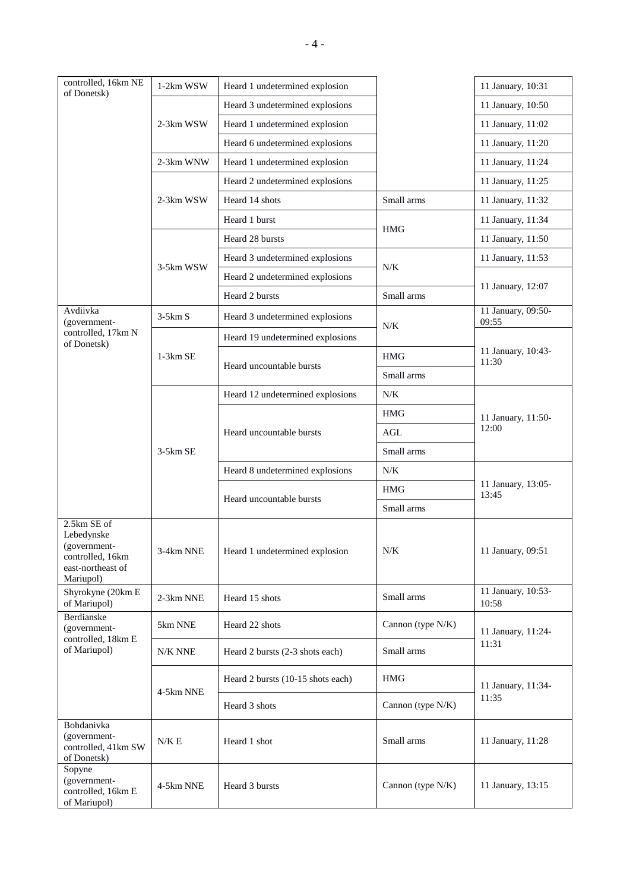| controlled, 16km NE of Donetsk) | 1-2km WSW | Heard 1 undetermined explosion | | 11 January, 10:31 |
|---|---|---|---|---|
| | 2-3km WSW | Heard 3 undetermined explosions | | 11 January, 10:50 |
| | | Heard 1 undetermined explosion | | 11 January, 11:02 |
| | | Heard 6 undetermined explosions | | 11 January, 11:20 |
| | 2-3km WNW | Heard 1 undetermined explosion | | 11 January, 11:24 |
| | 2-3km WSW | Heard 2 undetermined explosions | | 11 January, 11:25 |
| | | Heard 14 shots | Small arms | 11 January, 11:32 |
| | | Heard 1 burst | HMG | 11 January, 11:34 |
| | 3-5km WSW | Heard 28 bursts | HMG | 11 January, 11:50 |
| | | Heard 3 undetermined explosions | N/K | 11 January, 11:53 |
| | | Heard 2 undetermined explosions | N/K | 11 January, 12:07 |
| | | Heard 2 bursts | Small arms | 11 January, 12:07 |
| Avdiivka (government-controlled, 17km N of Donetsk) | 3-5km S | Heard 3 undetermined explosions | N/K | 11 January, 09:50-09:55 |
| | 1-3km SE | Heard 19 undetermined explosions | N/K | 11 January, 10:43-11:30 |
| | | Heard uncountable bursts | HMG | |
| | | | Small arms | |
| | 3-5km SE | Heard 12 undetermined explosions | N/K | 11 January, 11:50-12:00 |
| | | Heard uncountable bursts | HMG | |
| | | | AGL | |
| | | | Small arms | |
| | | Heard 8 undetermined explosions | N/K | 11 January, 13:05-13:45 |
| | | Heard uncountable bursts | HMG | |
| | | | Small arms | |
| 2.5km SE of Lebedynske (government-controlled, 16km east-northeast of Mariupol) | 3-4km NNE | Heard 1 undetermined explosion | N/K | 11 January, 09:51 |
| Shyrokyne (20km E of Mariupol) | 2-3km NNE | Heard 15 shots | Small arms | 11 January, 10:53-10:58 |
| Berdianske (government-controlled, 18km E of Mariupol) | 5km NNE | Heard 22 shots | Cannon (type N/K) | 11 January, 11:24-11:31 |
| | N/K NNE | Heard 2 bursts (2-3 shots each) | Small arms | |
| | 4-5km NNE | Heard 2 bursts (10-15 shots each) | HMG | 11 January, 11:34-11:35 |
| | | Heard 3 shots | Cannon (type N/K) | |
| Bohdanivka (government-controlled, 41km SW of Donetsk) | N/K E | Heard 1 shot | Small arms | 11 January, 11:28 |
| Sopyne (government-controlled, 16km E of Mariupol) | 4-5km NNE | Heard 3 bursts | Cannon (type N/K) | 11 January, 13:15 |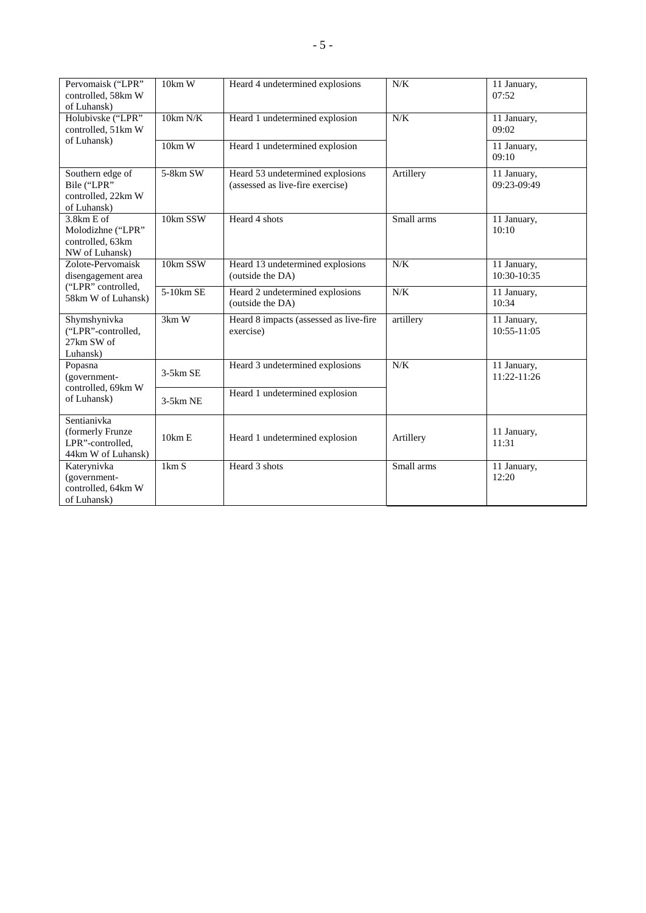| | | | | |
|---|---|---|---|---|
| Pervomaisk ("LPR" controlled, 58km W of Luhansk) | 10km W | Heard 4 undetermined explosions | N/K | 11 January, 07:52 |
| Holubivske ("LPR" controlled, 51km W of Luhansk) | 10km N/K | Heard 1 undetermined explosion | N/K | 11 January, 09:02 |
| | 10km W | Heard 1 undetermined explosion | | 11 January, 09:10 |
| Southern edge of Bile ("LPR" controlled, 22km W of Luhansk) | 5-8km SW | Heard 53 undetermined explosions (assessed as live-fire exercise) | Artillery | 11 January, 09:23-09:49 |
| 3.8km E of Molodizhne ("LPR" controlled, 63km NW of Luhansk) | 10km SSW | Heard 4 shots | Small arms | 11 January, 10:10 |
| Zolote-Pervomaisk disengagement area ("LPR" controlled, 58km W of Luhansk) | 10km SSW | Heard 13 undetermined explosions (outside the DA) | N/K | 11 January, 10:30-10:35 |
| | 5-10km SE | Heard 2 undetermined explosions (outside the DA) | N/K | 11 January, 10:34 |
| Shymshynivka ("LPR"-controlled, 27km SW of Luhansk) | 3km W | Heard 8 impacts (assessed as live-fire exercise) | artillery | 11 January, 10:55-11:05 |
| Popasna (government-controlled, 69km W of Luhansk) | 3-5km SE | Heard 3 undetermined explosions | N/K | 11 January, 11:22-11:26 |
| | 3-5km NE | Heard 1 undetermined explosion | | |
| Sentianivka (formerly Frunze LPR"-controlled, 44km W of Luhansk) | 10km E | Heard 1 undetermined explosion | Artillery | 11 January, 11:31 |
| Katerynivka (government-controlled, 64km W of Luhansk) | 1km S | Heard 3 shots | Small arms | 11 January, 12:20 |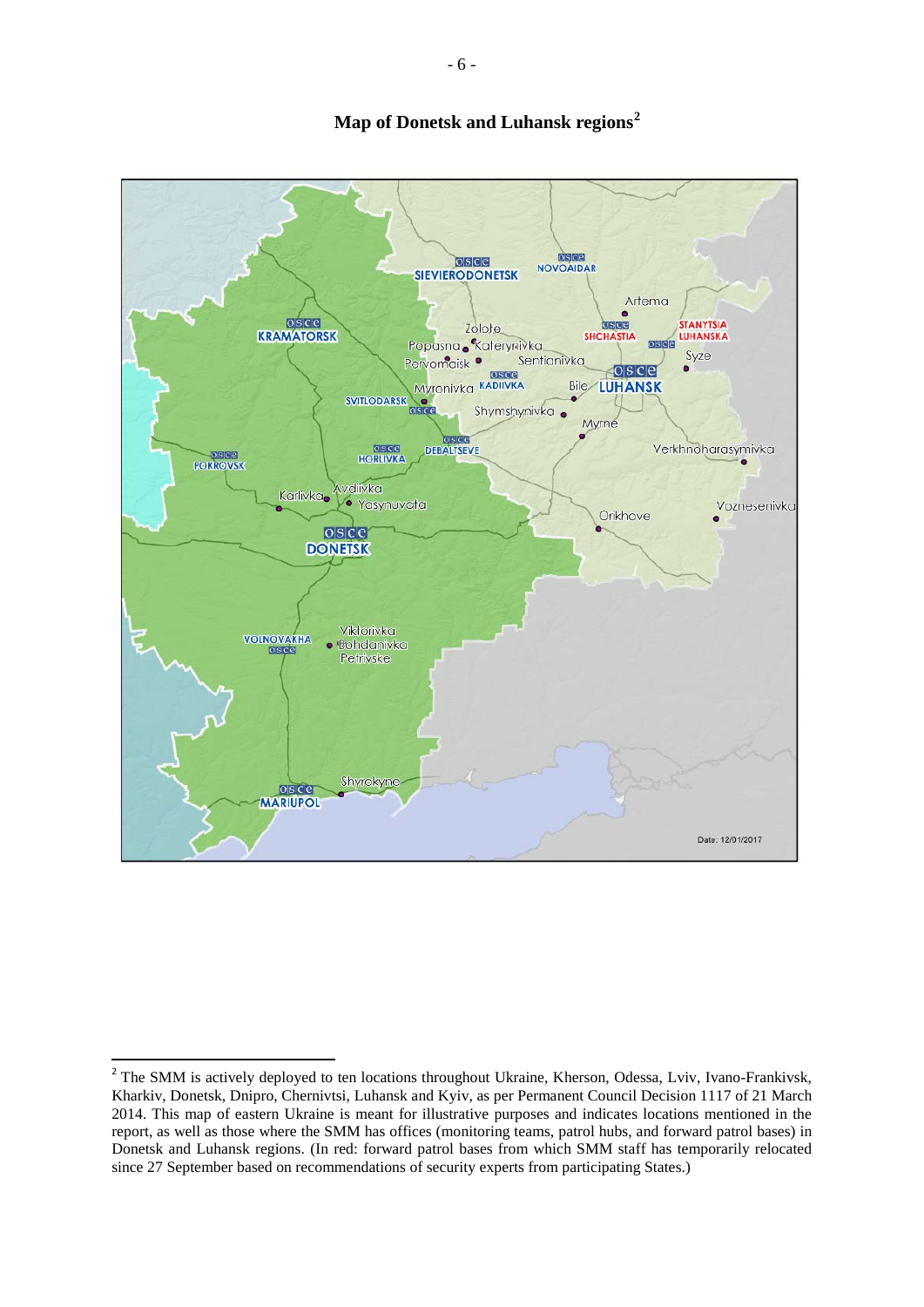**Map of Donetsk and Luhansk regions[2]**

SIEVIERODONETSK
NOVOAIDAR
Artema
KRAMATORSK
Zolote
SHCHASTIA
STANYTSIA LUHANSKA
Popasna
Katerynivka
Syze
Pervomaisk
Sentianivka
LUHANSK
Myronivka
KADIIVKA
Bile
SVITLODARSK
Shymshynivka
Myrne
DEBALTSEVE
Verkhnoharasymivka
POKROVSK
HORLIVKA
Avdiivka
Karlivka
Yasynuvata
Voznesenivka
Orikhove
DONETSK
Viktorivka
VOLNOVAKHA
Bohdanivka
Petrivske
Shyrokyne
MARIUPOL
Date: 12/01/2017

---

[2] The SMM is actively deployed to ten locations throughout Ukraine, Kherson, Odessa, Lviv, Ivano-Frankivsk, Kharkiv, Donetsk, Dnipro, Chernivtsi, Luhansk and Kyiv, as per Permanent Council Decision 1117 of 21 March 2014. This map of eastern Ukraine is meant for illustrative purposes and indicates locations mentioned in the report, as well as those where the SMM has offices (monitoring teams, patrol hubs, and forward patrol bases) in Donetsk and Luhansk regions. (In red: forward patrol bases from which SMM staff has temporarily relocated since 27 September based on recommendations of security experts from participating States.)